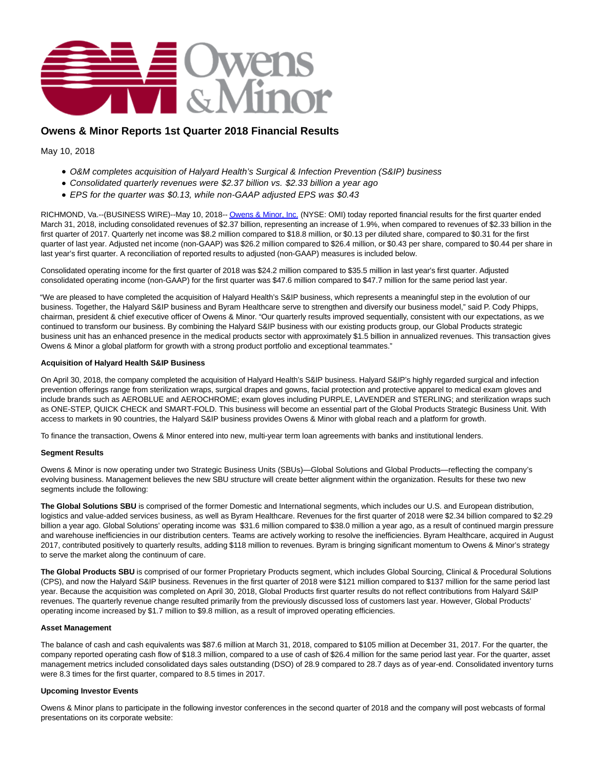# Owens & Minor Reports 1st Quarter 2018 Financial Results

May 10, 2018

- *O&M completes acquisition of Halyard Health's Surgical & Infection Prevention (S&IP) business*
- *Consolidated quarterly revenues were $2.37 billion vs. $2.33 billion a year ago*
- *EPS for the quarter was $0.13, while non-GAAP adjusted EPS was $0.43*

RICHMOND, Va.--(BUSINESS WIRE)--May 10, 2018-- Owens & Minor, Inc. (NYSE: OMI) today reported financial results for the first quarter ended March 31, 2018, including consolidated revenues of $2.37 billion, representing an increase of 1.9%, when compared to revenues of $2.33 billion in the first quarter of 2017. Quarterly net income was $8.2 million compared to $18.8 million, or $0.13 per diluted share, compared to $0.31 for the first quarter of last year. Adjusted net income (non-GAAP) was $26.2 million compared to $26.4 million, or $0.43 per share, compared to $0.44 per share in last year's first quarter. A reconciliation of reported results to adjusted (non-GAAP) measures is included below.

Consolidated operating income for the first quarter of 2018 was $24.2 million compared to $35.5 million in last year's first quarter. Adjusted consolidated operating income (non-GAAP) for the first quarter was $47.6 million compared to $47.7 million for the same period last year.

"We are pleased to have completed the acquisition of Halyard Health's S&IP business, which represents a meaningful step in the evolution of our business. Together, the Halyard S&IP business and Byram Healthcare serve to strengthen and diversify our business model," said P. Cody Phipps, chairman, president & chief executive officer of Owens & Minor. "Our quarterly results improved sequentially, consistent with our expectations, as we continued to transform our business. By combining the Halyard S&IP business with our existing products group, our Global Products strategic business unit has an enhanced presence in the medical products sector with approximately $1.5 billion in annualized revenues. This transaction gives Owens & Minor a global platform for growth with a strong product portfolio and exceptional teammates."

**Acquisition of Halyard Health S&IP Business**

On April 30, 2018, the company completed the acquisition of Halyard Health's S&IP business. Halyard S&IP's highly regarded surgical and infection prevention offerings range from sterilization wraps, surgical drapes and gowns, facial protection and protective apparel to medical exam gloves and include brands such as AEROBLUE and AEROCHROME; exam gloves including PURPLE, LAVENDER and STERLING; and sterilization wraps such as ONE-STEP, QUICK CHECK and SMART-FOLD. This business will become an essential part of the Global Products Strategic Business Unit. With access to markets in 90 countries, the Halyard S&IP business provides Owens & Minor with global reach and a platform for growth.

To finance the transaction, Owens & Minor entered into new, multi-year term loan agreements with banks and institutional lenders.

**Segment Results**

Owens & Minor is now operating under two Strategic Business Units (SBUs)—Global Solutions and Global Products—reflecting the company's evolving business. Management believes the new SBU structure will create better alignment within the organization. Results for these two new segments include the following:

**The Global Solutions SBU** is comprised of the former Domestic and International segments, which includes our U.S. and European distribution, logistics and value-added services business, as well as Byram Healthcare. Revenues for the first quarter of 2018 were $2.34 billion compared to $2.29 billion a year ago. Global Solutions' operating income was $31.6 million compared to $38.0 million a year ago, as a result of continued margin pressure and warehouse inefficiencies in our distribution centers. Teams are actively working to resolve the inefficiencies. Byram Healthcare, acquired in August 2017, contributed positively to quarterly results, adding $118 million to revenues. Byram is bringing significant momentum to Owens & Minor's strategy to serve the market along the continuum of care.

**The Global Products SBU** is comprised of our former Proprietary Products segment, which includes Global Sourcing, Clinical & Procedural Solutions (CPS), and now the Halyard S&IP business. Revenues in the first quarter of 2018 were $121 million compared to $137 million for the same period last year. Because the acquisition was completed on April 30, 2018, Global Products first quarter results do not reflect contributions from Halyard S&IP revenues. The quarterly revenue change resulted primarily from the previously discussed loss of customers last year. However, Global Products' operating income increased by $1.7 million to $9.8 million, as a result of improved operating efficiencies.

**Asset Management**

The balance of cash and cash equivalents was $87.6 million at March 31, 2018, compared to $105 million at December 31, 2017. For the quarter, the company reported operating cash flow of $18.3 million, compared to a use of cash of $26.4 million for the same period last year. For the quarter, asset management metrics included consolidated days sales outstanding (DSO) of 28.9 compared to 28.7 days as of year-end. Consolidated inventory turns were 8.3 times for the first quarter, compared to 8.5 times in 2017.

**Upcoming Investor Events**

Owens & Minor plans to participate in the following investor conferences in the second quarter of 2018 and the company will post webcasts of formal presentations on its corporate website: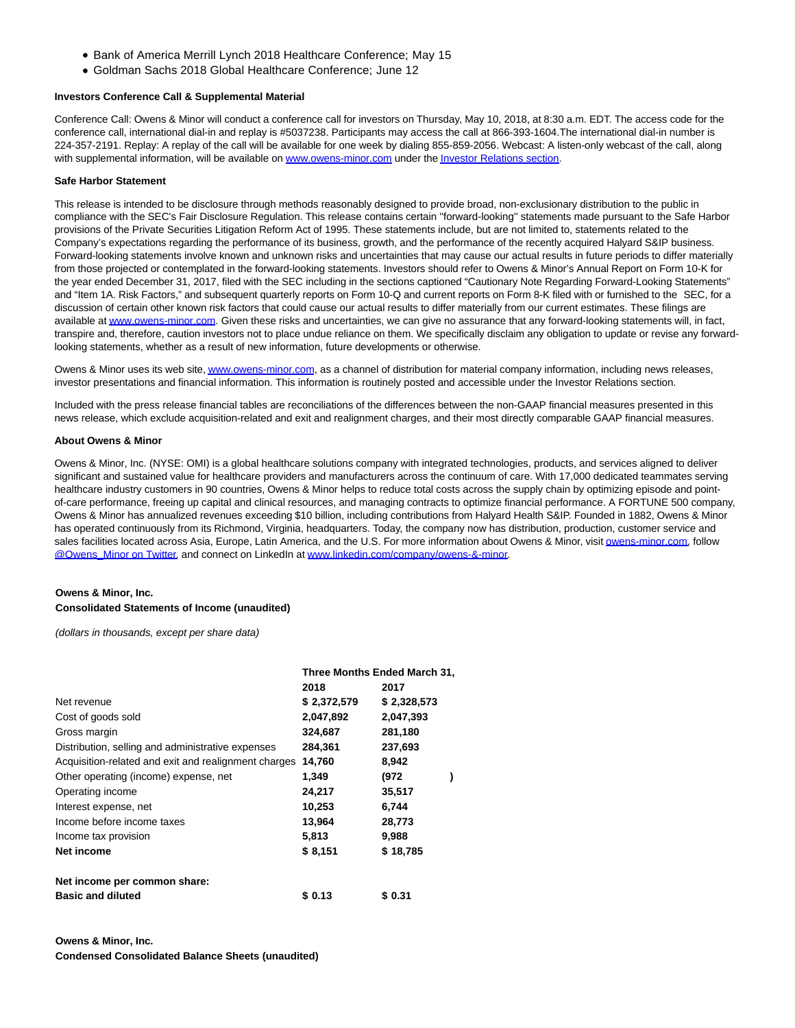- Bank of America Merrill Lynch 2018 Healthcare Conference; May 15
- Goldman Sachs 2018 Global Healthcare Conference; June 12

**Investors Conference Call & Supplemental Material**

Conference Call: Owens & Minor will conduct a conference call for investors on Thursday, May 10, 2018, at 8:30 a.m. EDT. The access code for the conference call, international dial-in and replay is #5037238. Participants may access the call at 866-393-1604.The international dial-in number is 224-357-2191. Replay: A replay of the call will be available for one week by dialing 855-859-2056. Webcast: A listen-only webcast of the call, along with supplemental information, will be available on www.owens-minor.com under the Investor Relations section.

**Safe Harbor Statement**

This release is intended to be disclosure through methods reasonably designed to provide broad, non-exclusionary distribution to the public in compliance with the SEC's Fair Disclosure Regulation. This release contains certain ''forward-looking'' statements made pursuant to the Safe Harbor provisions of the Private Securities Litigation Reform Act of 1995. These statements include, but are not limited to, statements related to the Company's expectations regarding the performance of its business, growth, and the performance of the recently acquired Halyard S&IP business. Forward-looking statements involve known and unknown risks and uncertainties that may cause our actual results in future periods to differ materially from those projected or contemplated in the forward-looking statements. Investors should refer to Owens & Minor's Annual Report on Form 10-K for the year ended December 31, 2017, filed with the SEC including in the sections captioned "Cautionary Note Regarding Forward-Looking Statements" and "Item 1A. Risk Factors," and subsequent quarterly reports on Form 10-Q and current reports on Form 8-K filed with or furnished to the SEC, for a discussion of certain other known risk factors that could cause our actual results to differ materially from our current estimates. These filings are available at www.owens-minor.com. Given these risks and uncertainties, we can give no assurance that any forward-looking statements will, in fact, transpire and, therefore, caution investors not to place undue reliance on them. We specifically disclaim any obligation to update or revise any forward-looking statements, whether as a result of new information, future developments or otherwise.

Owens & Minor uses its web site, www.owens-minor.com, as a channel of distribution for material company information, including news releases, investor presentations and financial information. This information is routinely posted and accessible under the Investor Relations section.

Included with the press release financial tables are reconciliations of the differences between the non-GAAP financial measures presented in this news release, which exclude acquisition-related and exit and realignment charges, and their most directly comparable GAAP financial measures.

**About Owens & Minor**

Owens & Minor, Inc. (NYSE: OMI) is a global healthcare solutions company with integrated technologies, products, and services aligned to deliver significant and sustained value for healthcare providers and manufacturers across the continuum of care. With 17,000 dedicated teammates serving healthcare industry customers in 90 countries, Owens & Minor helps to reduce total costs across the supply chain by optimizing episode and point-of-care performance, freeing up capital and clinical resources, and managing contracts to optimize financial performance. A FORTUNE 500 company, Owens & Minor has annualized revenues exceeding $10 billion, including contributions from Halyard Health S&IP. Founded in 1882, Owens & Minor has operated continuously from its Richmond, Virginia, headquarters. Today, the company now has distribution, production, customer service and sales facilities located across Asia, Europe, Latin America, and the U.S. For more information about Owens & Minor, visit owens-minor.com, follow @Owens_Minor on Twitter, and connect on LinkedIn at www.linkedin.com/company/owens-&-minor.

**Owens & Minor, Inc.**
**Consolidated Statements of Income (unaudited)**

*(dollars in thousands, except per share data)*

| | Three Months Ended March 31, | |
|---|---|---|
| | 2018 | 2017 |
| Net revenue | $ 2,372,579 | $ 2,328,573 |
| Cost of goods sold | 2,047,892 | 2,047,393 |
| Gross margin | 324,687 | 281,180 |
| Distribution, selling and administrative expenses | 284,361 | 237,693 |
| Acquisition-related and exit and realignment charges | 14,760 | 8,942 |
| Other operating (income) expense, net | 1,349 | (972) |
| Operating income | 24,217 | 35,517 |
| Interest expense, net | 10,253 | 6,744 |
| Income before income taxes | 13,964 | 28,773 |
| Income tax provision | 5,813 | 9,988 |
| **Net income** | **$ 8,151** | **$ 18,785** |
| | | |
| **Net income per common share:** | | |
| **Basic and diluted** | **$ 0.13** | **$ 0.31** |

**Owens & Minor, Inc.**
**Condensed Consolidated Balance Sheets (unaudited)**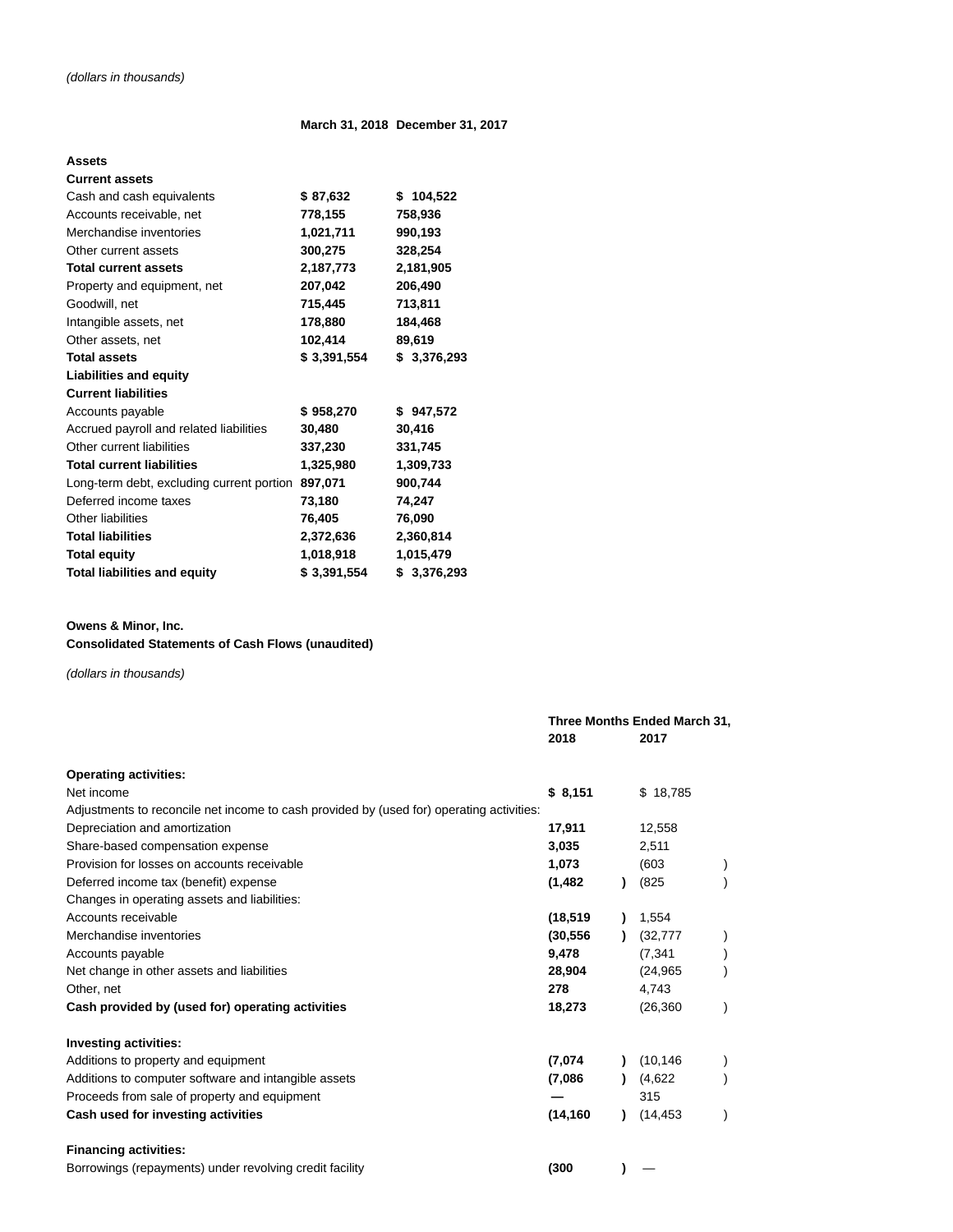*(dollars in thousands)*

| | March 31, 2018 | December 31, 2017 |
|---|---|---|
| **Assets** | | |
| **Current assets** | | |
| Cash and cash equivalents | $ 87,632 | $ 104,522 |
| Accounts receivable, net | 778,155 | 758,936 |
| Merchandise inventories | 1,021,711 | 990,193 |
| Other current assets | 300,275 | 328,254 |
| **Total current assets** | 2,187,773 | 2,181,905 |
| Property and equipment, net | 207,042 | 206,490 |
| Goodwill, net | 715,445 | 713,811 |
| Intangible assets, net | 178,880 | 184,468 |
| Other assets, net | 102,414 | 89,619 |
| **Total assets** | $ 3,391,554 | $ 3,376,293 |
| **Liabilities and equity** | | |
| **Current liabilities** | | |
| Accounts payable | $ 958,270 | $ 947,572 |
| Accrued payroll and related liabilities | 30,480 | 30,416 |
| Other current liabilities | 337,230 | 331,745 |
| **Total current liabilities** | 1,325,980 | 1,309,733 |
| Long-term debt, excluding current portion | 897,071 | 900,744 |
| Deferred income taxes | 73,180 | 74,247 |
| Other liabilities | 76,405 | 76,090 |
| **Total liabilities** | 2,372,636 | 2,360,814 |
| **Total equity** | 1,018,918 | 1,015,479 |
| **Total liabilities and equity** | $ 3,391,554 | $ 3,376,293 |

**Owens & Minor, Inc.**
**Consolidated Statements of Cash Flows (unaudited)**

*(dollars in thousands)*

| | Three Months Ended March 31, | |
|---|---|---|
| | 2018 | 2017 |
| **Operating activities:** | | |
| Net income | $ 8,151 | $ 18,785 |
| Adjustments to reconcile net income to cash provided by (used for) operating activities: | | |
| Depreciation and amortization | 17,911 | 12,558 |
| Share-based compensation expense | 3,035 | 2,511 |
| Provision for losses on accounts receivable | 1,073 | (603) |
| Deferred income tax (benefit) expense | (1,482) | (825) |
| Changes in operating assets and liabilities: | | |
| Accounts receivable | (18,519) | 1,554 |
| Merchandise inventories | (30,556) | (32,777) |
| Accounts payable | 9,478 | (7,341) |
| Net change in other assets and liabilities | 28,904 | (24,965) |
| Other, net | 278 | 4,743 |
| **Cash provided by (used for) operating activities** | 18,273 | (26,360) |
| **Investing activities:** | | |
| Additions to property and equipment | (7,074) | (10,146) |
| Additions to computer software and intangible assets | (7,086) | (4,622) |
| Proceeds from sale of property and equipment | — | 315 |
| **Cash used for investing activities** | (14,160) | (14,453) |
| **Financing activities:** | | |
| Borrowings (repayments) under revolving credit facility | (300) | — |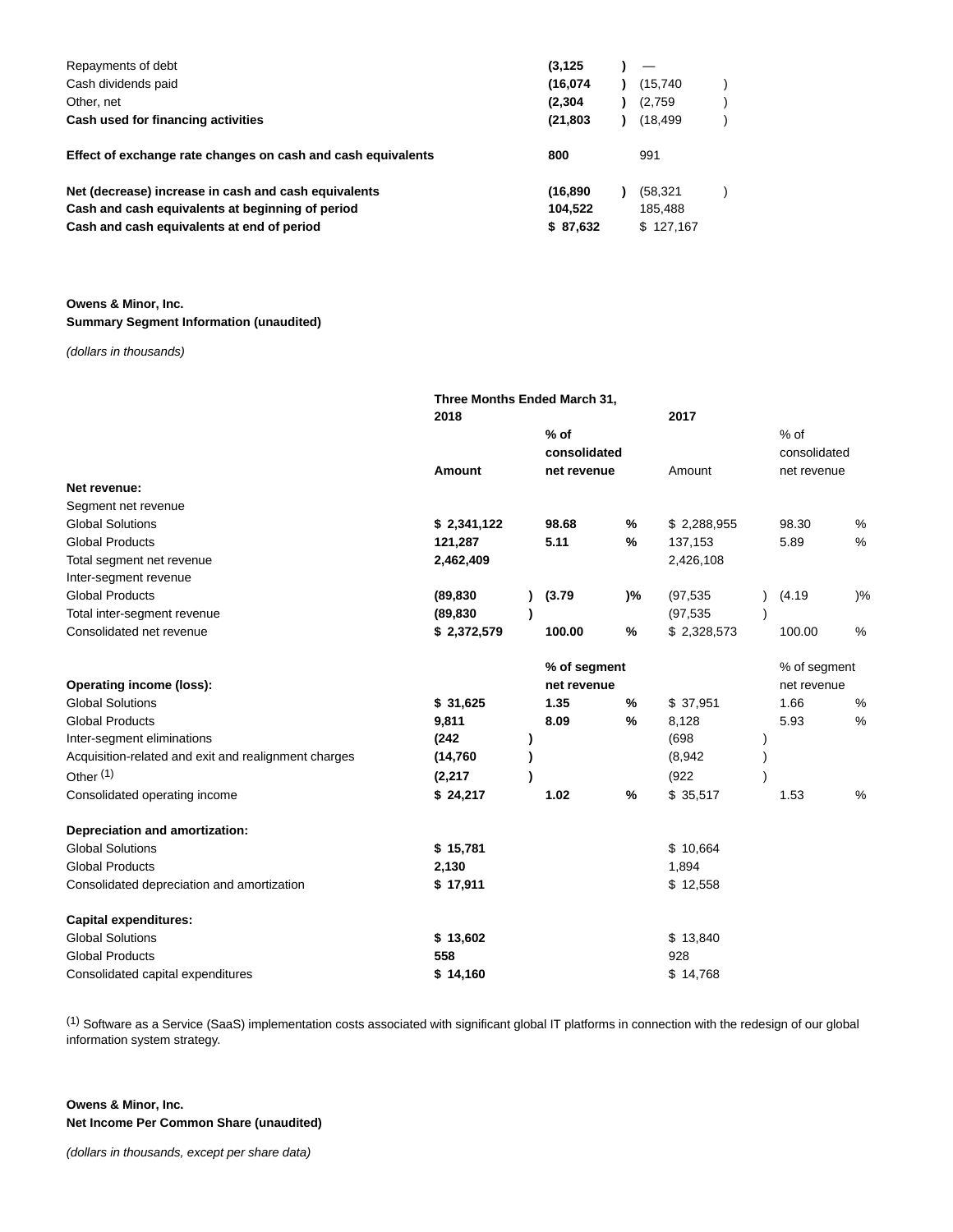| | | |
|---|---|---|
| Repayments of debt | **(3,125)** | — |
| Cash dividends paid | **(16,074)** | (15,740) |
| Other, net | **(2,304)** | (2,759) |
| **Cash used for financing activities** | **(21,803)** | (18,499) |
| | | |
| **Effect of exchange rate changes on cash and cash equivalents** | **800** | 991 |
| | | |
| **Net (decrease) increase in cash and cash equivalents** | **(16,890)** | (58,321) |
| **Cash and cash equivalents at beginning of period** | **104,522** | 185,488 |
| **Cash and cash equivalents at end of period** | **$ 87,632** | $ 127,167 |

**Owens & Minor, Inc.**
**Summary Segment Information (unaudited)**

*(dollars in thousands)*

| | **Three Months Ended March 31,** | | | |
|---|---|---|---|---|
| | **2018** | | 2017 | |
| | **Amount** | **% of consolidated net revenue** | Amount | % of consolidated net revenue |
| **Net revenue:** | | | | |
| Segment net revenue | | | | |
| Global Solutions | **$ 2,341,122** | **98.68 %** | $ 2,288,955 | 98.30 % |
| Global Products | **121,287** | **5.11 %** | 137,153 | 5.89 % |
| Total segment net revenue | **2,462,409** | | 2,426,108 | |
| Inter-segment revenue | | | | |
| Global Products | **(89,830)** | **(3.79)%** | (97,535) | (4.19)% |
| Total inter-segment revenue | **(89,830)** | | (97,535) | |
| Consolidated net revenue | **$ 2,372,579** | **100.00 %** | $ 2,328,573 | 100.00 % |
| | | **% of segment net revenue** | | % of segment net revenue |
| **Operating income (loss):** | | | | |
| Global Solutions | **$ 31,625** | **1.35 %** | $ 37,951 | 1.66 % |
| Global Products | **9,811** | **8.09 %** | 8,128 | 5.93 % |
| Inter-segment eliminations | **(242)** | | (698) | |
| Acquisition-related and exit and realignment charges | **(14,760)** | | (8,942) | |
| Other [(1)] | **(2,217)** | | (922) | |
| Consolidated operating income | **$ 24,217** | **1.02 %** | $ 35,517 | 1.53 % |
| | | | | |
| **Depreciation and amortization:** | | | | |
| Global Solutions | **$ 15,781** | | $ 10,664 | |
| Global Products | **2,130** | | 1,894 | |
| Consolidated depreciation and amortization | **$ 17,911** | | $ 12,558 | |
| | | | | |
| **Capital expenditures:** | | | | |
| Global Solutions | **$ 13,602** | | $ 13,840 | |
| Global Products | **558** | | 928 | |
| Consolidated capital expenditures | **$ 14,160** | | $ 14,768 | |

[(1)] Software as a Service (SaaS) implementation costs associated with significant global IT platforms in connection with the redesign of our global information system strategy.

**Owens & Minor, Inc.**
**Net Income Per Common Share (unaudited)**

*(dollars in thousands, except per share data)*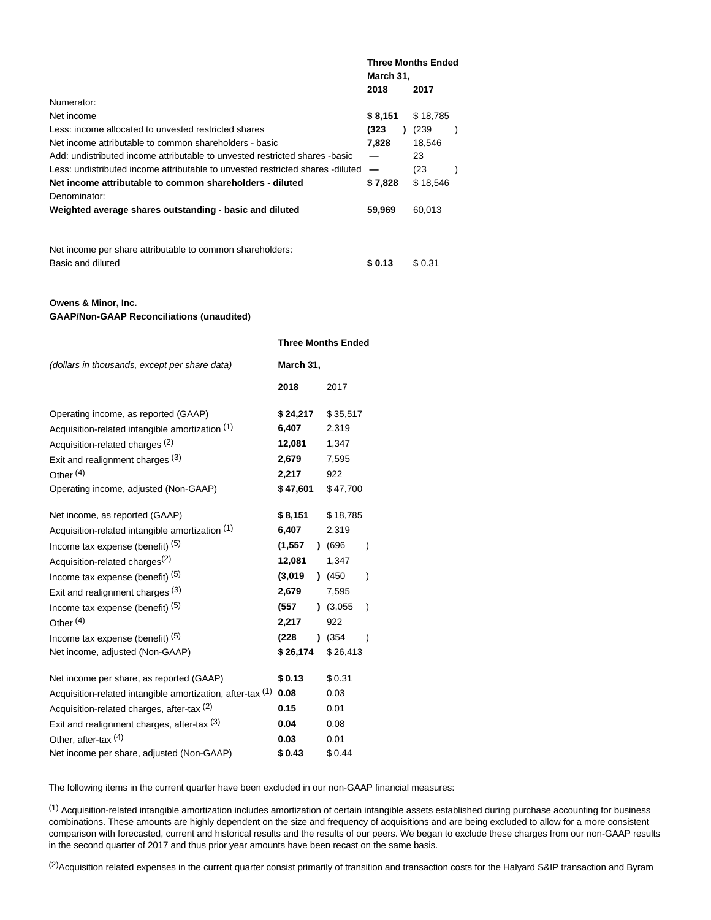| | Three Months Ended March 31, | |
|---|---|---|
| | **2018** | **2017** |
| Numerator: | | |
| Net income | **$ 8,151** | $ 18,785 |
| Less: income allocated to unvested restricted shares | **(323 )** | (239 ) |
| Net income attributable to common shareholders - basic | **7,828** | 18,546 |
| Add: undistributed income attributable to unvested restricted shares -basic | **—** | 23 |
| Less: undistributed income attributable to unvested restricted shares -diluted | **—** | (23 ) |
| **Net income attributable to common shareholders - diluted** | **$ 7,828** | $ 18,546 |
| Denominator: | | |
| **Weighted average shares outstanding - basic and diluted** | **59,969** | 60,013 |
| | | |
| Net income per share attributable to common shareholders: | | |
| Basic and diluted | **$ 0.13** | $ 0.31 |

**Owens & Minor, Inc.**
**GAAP/Non-GAAP Reconciliations (unaudited)**

| | Three Months Ended | |
|---|---|---|
| *(dollars in thousands, except per share data)* | **March 31,** | |
| | **2018** | 2017 |
| Operating income, as reported (GAAP) | **$ 24,217** | $ 35,517 |
| Acquisition-related intangible amortization (1) | **6,407** | 2,319 |
| Acquisition-related charges (2) | **12,081** | 1,347 |
| Exit and realignment charges (3) | **2,679** | 7,595 |
| Other (4) | **2,217** | 922 |
| Operating income, adjusted (Non-GAAP) | **$ 47,601** | $ 47,700 |
| | | |
| Net income, as reported (GAAP) | **$ 8,151** | $ 18,785 |
| Acquisition-related intangible amortization (1) | **6,407** | 2,319 |
| Income tax expense (benefit) (5) | **(1,557 )** | (696 ) |
| Acquisition-related charges (2) | **12,081** | 1,347 |
| Income tax expense (benefit) (5) | **(3,019 )** | (450 ) |
| Exit and realignment charges (3) | **2,679** | 7,595 |
| Income tax expense (benefit) (5) | **(557 )** | (3,055 ) |
| Other (4) | **2,217** | 922 |
| Income tax expense (benefit) (5) | **(228 )** | (354 ) |
| Net income, adjusted (Non-GAAP) | **$ 26,174** | $ 26,413 |
| | | |
| Net income per share, as reported (GAAP) | **$ 0.13** | $ 0.31 |
| Acquisition-related intangible amortization, after-tax (1) | **0.08** | 0.03 |
| Acquisition-related charges, after-tax (2) | **0.15** | 0.01 |
| Exit and realignment charges, after-tax (3) | **0.04** | 0.08 |
| Other, after-tax (4) | **0.03** | 0.01 |
| Net income per share, adjusted (Non-GAAP) | **$ 0.43** | $ 0.44 |

The following items in the current quarter have been excluded in our non-GAAP financial measures:

(1) Acquisition-related intangible amortization includes amortization of certain intangible assets established during purchase accounting for business combinations. These amounts are highly dependent on the size and frequency of acquisitions and are being excluded to allow for a more consistent comparison with forecasted, current and historical results and the results of our peers. We began to exclude these charges from our non-GAAP results in the second quarter of 2017 and thus prior year amounts have been recast on the same basis.

(2) Acquisition related expenses in the current quarter consist primarily of transition and transaction costs for the Halyard S&IP transaction and Byram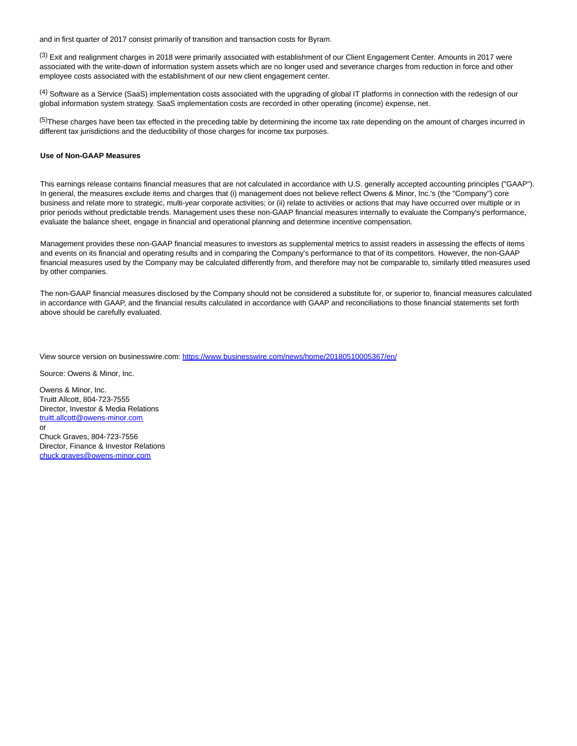and in first quarter of 2017 consist primarily of transition and transaction costs for Byram.

(3) Exit and realignment charges in 2018 were primarily associated with establishment of our Client Engagement Center. Amounts in 2017 were associated with the write-down of information system assets which are no longer used and severance charges from reduction in force and other employee costs associated with the establishment of our new client engagement center.

(4) Software as a Service (SaaS) implementation costs associated with the upgrading of global IT platforms in connection with the redesign of our global information system strategy. SaaS implementation costs are recorded in other operating (income) expense, net.

(5)These charges have been tax effected in the preceding table by determining the income tax rate depending on the amount of charges incurred in different tax jurisdictions and the deductibility of those charges for income tax purposes.

**Use of Non-GAAP Measures**

This earnings release contains financial measures that are not calculated in accordance with U.S. generally accepted accounting principles ("GAAP"). In general, the measures exclude items and charges that (i) management does not believe reflect Owens & Minor, Inc.'s (the "Company") core business and relate more to strategic, multi-year corporate activities; or (ii) relate to activities or actions that may have occurred over multiple or in prior periods without predictable trends. Management uses these non-GAAP financial measures internally to evaluate the Company's performance, evaluate the balance sheet, engage in financial and operational planning and determine incentive compensation.

Management provides these non-GAAP financial measures to investors as supplemental metrics to assist readers in assessing the effects of items and events on its financial and operating results and in comparing the Company's performance to that of its competitors. However, the non-GAAP financial measures used by the Company may be calculated differently from, and therefore may not be comparable to, similarly titled measures used by other companies.

The non-GAAP financial measures disclosed by the Company should not be considered a substitute for, or superior to, financial measures calculated in accordance with GAAP, and the financial results calculated in accordance with GAAP and reconciliations to those financial statements set forth above should be carefully evaluated.

View source version on businesswire.com: https://www.businesswire.com/news/home/20180510005367/en/

Source: Owens & Minor, Inc.

Owens & Minor, Inc.
Truitt Allcott, 804-723-7555
Director, Investor & Media Relations
truitt.allcott@owens-minor.com
or
Chuck Graves, 804-723-7556
Director, Finance & Investor Relations
chuck.graves@owens-minor.com